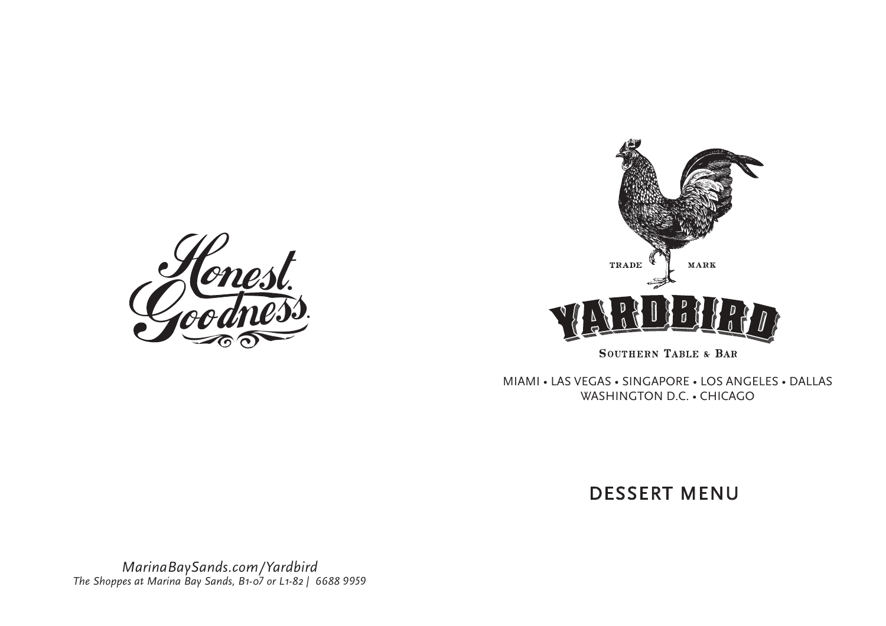Honest. Goodness.

TRADE MARK

# YARDBIRD

SOUTHERN TABLE & BAR

MIAMI • LAS VEGAS • SINGAPORE • LOS ANGELES • DALLAS
WASHINGTON D.C. • CHICAGO

## DESSERT MENU

*MarinaBaySands.com/Yardbird*
*The Shoppes at Marina Bay Sands, B1-07 or L1-82 | 6688 9959*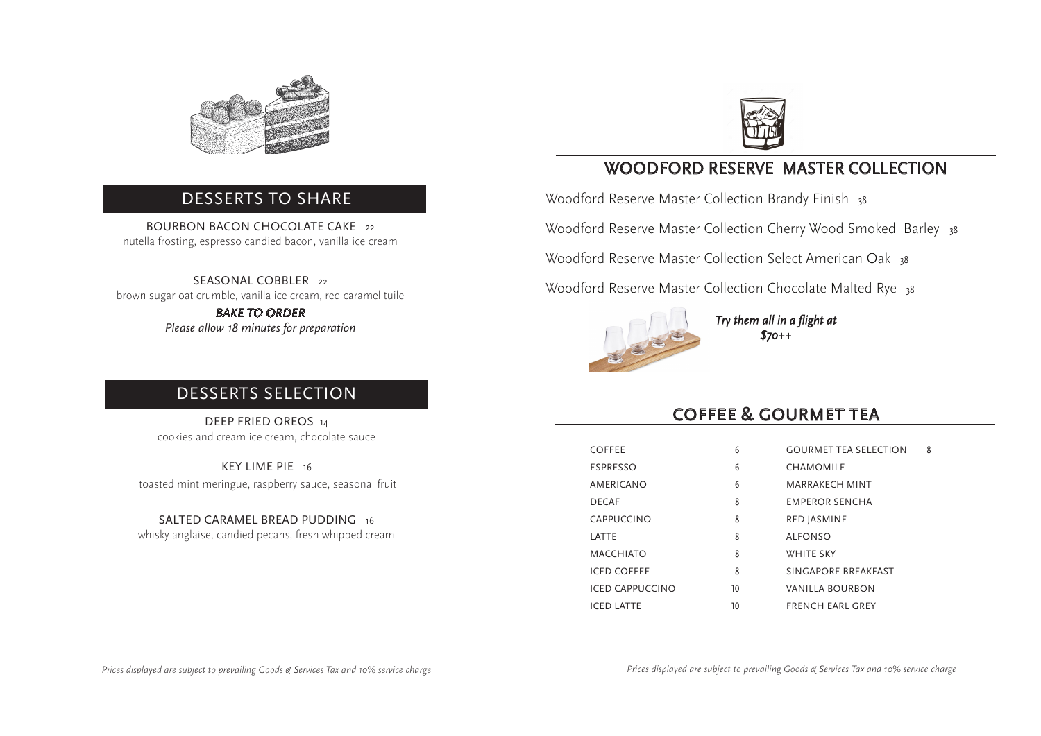## DESSERTS TO SHARE

BOURBON BACON CHOCOLATE CAKE 22
nutella frosting, espresso candied bacon, vanilla ice cream

SEASONAL COBBLER 22
brown sugar oat crumble, vanilla ice cream, red caramel tuile

***BAKE TO ORDER***
*Please allow 18 minutes for preparation*

## DESSERTS SELECTION

DEEP FRIED OREOS 14
cookies and cream ice cream, chocolate sauce

KEY LIME PIE 16
toasted mint meringue, raspberry sauce, seasonal fruit

SALTED CARAMEL BREAD PUDDING 16
whisky anglaise, candied pecans, fresh whipped cream

*Prices displayed are subject to prevailing Goods & Services Tax and 10% service charge*

## WOODFORD RESERVE MASTER COLLECTION

Woodford Reserve Master Collection Brandy Finish 38

Woodford Reserve Master Collection Cherry Wood Smoked Barley 38

Woodford Reserve Master Collection Select American Oak 38

Woodford Reserve Master Collection Chocolate Malted Rye 38

*Try them all in a flight at $70++*

## COFFEE & GOURMET TEA

| | | | |
|---|---|---|---|
| COFFEE | 6 | GOURMET TEA SELECTION | 8 |
| ESPRESSO | 6 | CHAMOMILE | |
| AMERICANO | 6 | MARRAKECH MINT | |
| DECAF | 8 | EMPEROR SENCHA | |
| CAPPUCCINO | 8 | RED JASMINE | |
| LATTE | 8 | ALFONSO | |
| MACCHIATO | 8 | WHITE SKY | |
| ICED COFFEE | 8 | SINGAPORE BREAKFAST | |
| ICED CAPPUCCINO | 10 | VANILLA BOURBON | |
| ICED LATTE | 10 | FRENCH EARL GREY | |

*Prices displayed are subject to prevailing Goods & Services Tax and 10% service charge*